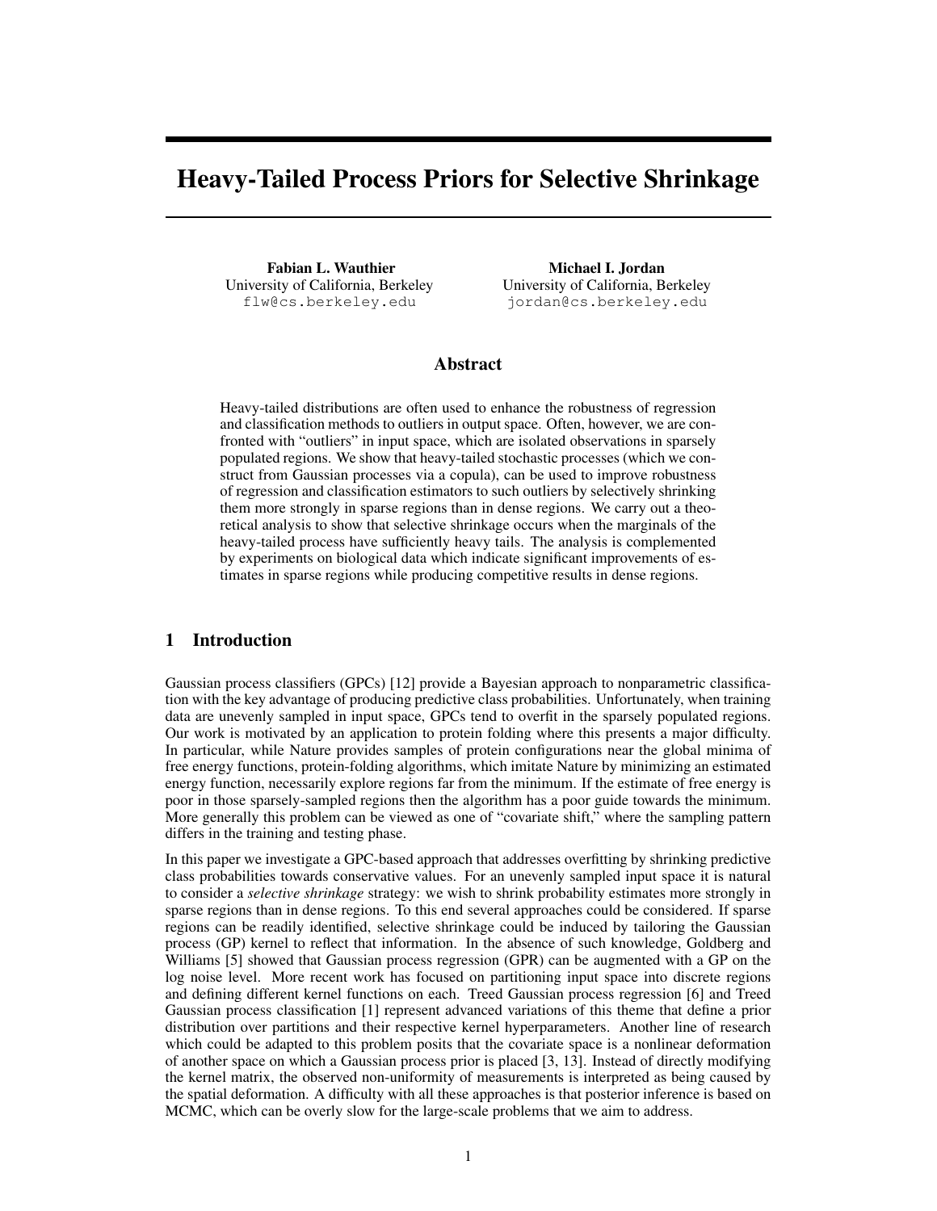# Heavy-Tailed Process Priors for Selective Shrinkage

**Fabian L. Wauthier**
University of California, Berkeley
flw@cs.berkeley.edu

**Michael I. Jordan**
University of California, Berkeley
jordan@cs.berkeley.edu

## Abstract

Heavy-tailed distributions are often used to enhance the robustness of regression and classification methods to outliers in output space. Often, however, we are confronted with "outliers" in input space, which are isolated observations in sparsely populated regions. We show that heavy-tailed stochastic processes (which we construct from Gaussian processes via a copula), can be used to improve robustness of regression and classification estimators to such outliers by selectively shrinking them more strongly in sparse regions than in dense regions. We carry out a theoretical analysis to show that selective shrinkage occurs when the marginals of the heavy-tailed process have sufficiently heavy tails. The analysis is complemented by experiments on biological data which indicate significant improvements of estimates in sparse regions while producing competitive results in dense regions.

## 1 Introduction

Gaussian process classifiers (GPCs) [12] provide a Bayesian approach to nonparametric classification with the key advantage of producing predictive class probabilities. Unfortunately, when training data are unevenly sampled in input space, GPCs tend to overfit in the sparsely populated regions. Our work is motivated by an application to protein folding where this presents a major difficulty. In particular, while Nature provides samples of protein configurations near the global minima of free energy functions, protein-folding algorithms, which imitate Nature by minimizing an estimated energy function, necessarily explore regions far from the minimum. If the estimate of free energy is poor in those sparsely-sampled regions then the algorithm has a poor guide towards the minimum. More generally this problem can be viewed as one of "covariate shift," where the sampling pattern differs in the training and testing phase.

In this paper we investigate a GPC-based approach that addresses overfitting by shrinking predictive class probabilities towards conservative values. For an unevenly sampled input space it is natural to consider a *selective shrinkage* strategy: we wish to shrink probability estimates more strongly in sparse regions than in dense regions. To this end several approaches could be considered. If sparse regions can be readily identified, selective shrinkage could be induced by tailoring the Gaussian process (GP) kernel to reflect that information. In the absence of such knowledge, Goldberg and Williams [5] showed that Gaussian process regression (GPR) can be augmented with a GP on the log noise level. More recent work has focused on partitioning input space into discrete regions and defining different kernel functions on each. Treed Gaussian process regression [6] and Treed Gaussian process classification [1] represent advanced variations of this theme that define a prior distribution over partitions and their respective kernel hyperparameters. Another line of research which could be adapted to this problem posits that the covariate space is a nonlinear deformation of another space on which a Gaussian process prior is placed [3, 13]. Instead of directly modifying the kernel matrix, the observed non-uniformity of measurements is interpreted as being caused by the spatial deformation. A difficulty with all these approaches is that posterior inference is based on MCMC, which can be overly slow for the large-scale problems that we aim to address.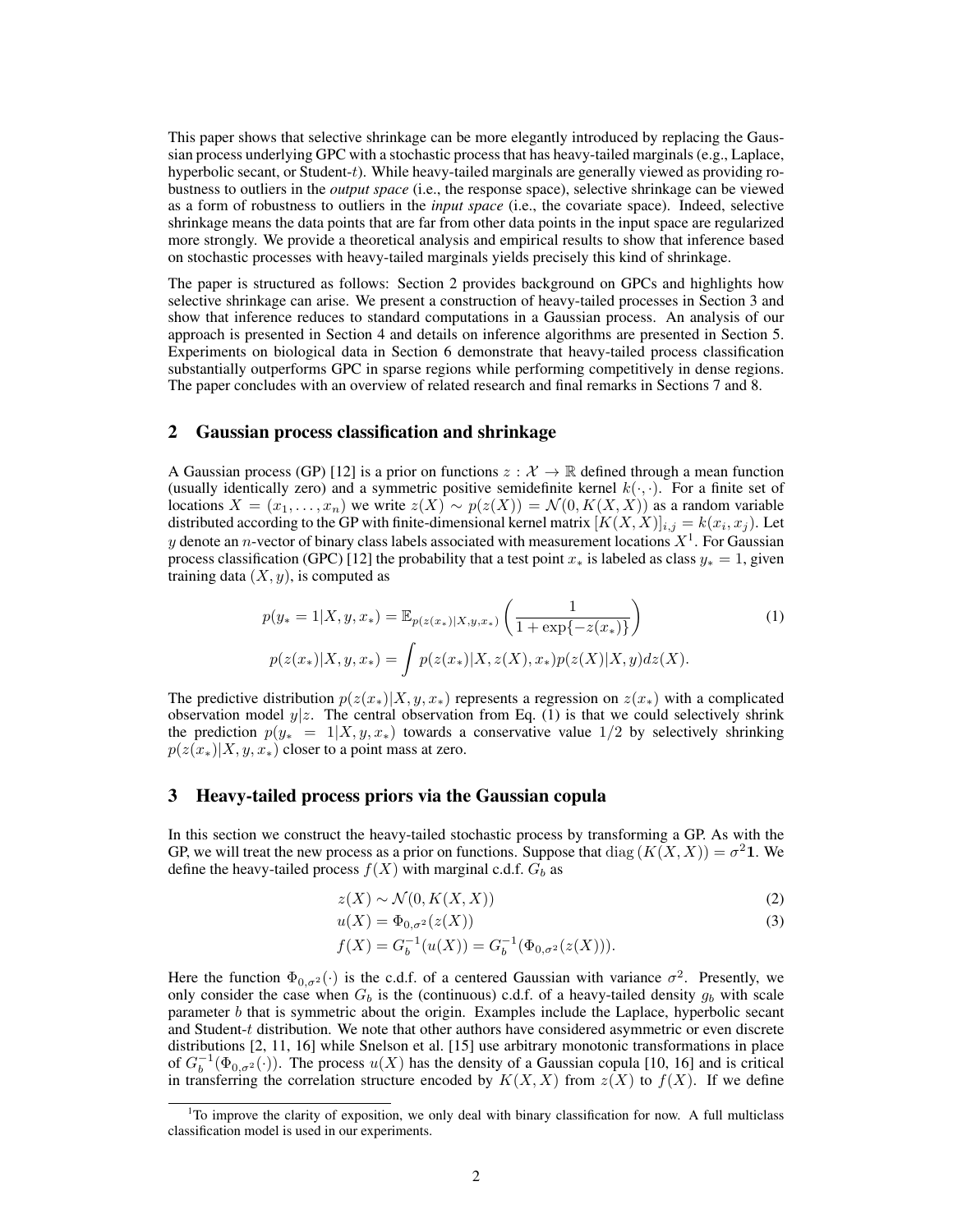This paper shows that selective shrinkage can be more elegantly introduced by replacing the Gaussian process underlying GPC with a stochastic process that has heavy-tailed marginals (e.g., Laplace, hyperbolic secant, or Student-$t$). While heavy-tailed marginals are generally viewed as providing robustness to outliers in the *output space* (i.e., the response space), selective shrinkage can be viewed as a form of robustness to outliers in the *input space* (i.e., the covariate space). Indeed, selective shrinkage means the data points that are far from other data points in the input space are regularized more strongly. We provide a theoretical analysis and empirical results to show that inference based on stochastic processes with heavy-tailed marginals yields precisely this kind of shrinkage.

The paper is structured as follows: Section 2 provides background on GPCs and highlights how selective shrinkage can arise. We present a construction of heavy-tailed processes in Section 3 and show that inference reduces to standard computations in a Gaussian process. An analysis of our approach is presented in Section 4 and details on inference algorithms are presented in Section 5. Experiments on biological data in Section 6 demonstrate that heavy-tailed process classification substantially outperforms GPC in sparse regions while performing competitively in dense regions. The paper concludes with an overview of related research and final remarks in Sections 7 and 8.

## 2 Gaussian process classification and shrinkage

A Gaussian process (GP) [12] is a prior on functions $z : \mathcal{X} \to \mathbb{R}$ defined through a mean function (usually identically zero) and a symmetric positive semidefinite kernel $k(\cdot, \cdot)$. For a finite set of locations $X = (x_1, \ldots, x_n)$ we write $z(X) \sim p(z(X)) = \mathcal{N}(0, K(X, X))$ as a random variable distributed according to the GP with finite-dimensional kernel matrix $[K(X, X)]_{i,j} = k(x_i, x_j)$. Let $y$ denote an $n$-vector of binary class labels associated with measurement locations $X$[1]. For Gaussian process classification (GPC) [12] the probability that a test point $x_*$ is labeled as class $y_* = 1$, given training data $(X, y)$, is computed as

$$
\begin{aligned}
p(y_* = 1|X, y, x_*) &= \mathbb{E}_{p(z(x_*)|X,y,x_*)} \left( \frac{1}{1 + \exp\{-z(x_*)\}} \right) \\
p(z(x_*)|X, y, x_*) &= \int p(z(x_*)|X, z(X), x_*) p(z(X)|X, y) dz(X).
\end{aligned}
\tag{1}
$$

The predictive distribution $p(z(x_*)|X, y, x_*)$ represents a regression on $z(x_*)$ with a complicated observation model $y|z$. The central observation from Eq. (1) is that we could selectively shrink the prediction $p(y_* = 1|X, y, x_*)$ towards a conservative value $1/2$ by selectively shrinking $p(z(x_*)|X, y, x_*)$ closer to a point mass at zero.

## 3 Heavy-tailed process priors via the Gaussian copula

In this section we construct the heavy-tailed stochastic process by transforming a GP. As with the GP, we will treat the new process as a prior on functions. Suppose that $\mathrm{diag}\,(K(X, X)) = \sigma^2 \mathbf{1}$. We define the heavy-tailed process $f(X)$ with marginal c.d.f. $G_b$ as

$$
z(X) \sim \mathcal{N}(0, K(X, X)) \tag{2}
$$

$$
u(X) = \Phi_{0,\sigma^2}(z(X)) \tag{3}
$$

$$
f(X) = G_b^{-1}(u(X)) = G_b^{-1}(\Phi_{0,\sigma^2}(z(X))).
$$

Here the function $\Phi_{0,\sigma^2}(\cdot)$ is the c.d.f. of a centered Gaussian with variance $\sigma^2$. Presently, we only consider the case when $G_b$ is the (continuous) c.d.f. of a heavy-tailed density $g_b$ with scale parameter $b$ that is symmetric about the origin. Examples include the Laplace, hyperbolic secant and Student-$t$ distribution. We note that other authors have considered asymmetric or even discrete distributions [2, 11, 16] while Snelson et al. [15] use arbitrary monotonic transformations in place of $G_b^{-1}(\Phi_{0,\sigma^2}(\cdot))$. The process $u(X)$ has the density of a Gaussian copula [10, 16] and is critical in transferring the correlation structure encoded by $K(X, X)$ from $z(X)$ to $f(X)$. If we define

[1] To improve the clarity of exposition, we only deal with binary classification for now. A full multiclass classification model is used in our experiments.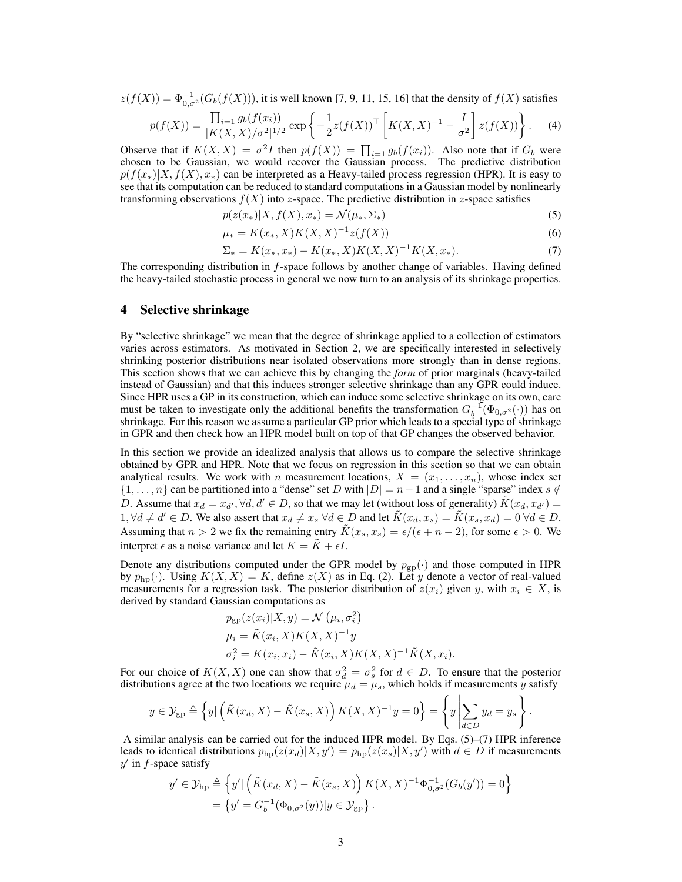$z(f(X)) = \Phi^{-1}_{0,\sigma^2}(G_b(f(X)))$, it is well known [7, 9, 11, 15, 16] that the density of $f(X)$ satisfies

$$p(f(X)) = \frac{\prod_{i=1} g_b(f(x_i))}{|K(X,X)/\sigma^2|^{1/2}} \exp\left\{ -\frac{1}{2} z(f(X))^\top \left[ K(X,X)^{-1} - \frac{I}{\sigma^2} \right] z(f(X)) \right\}. \tag{4}$$

Observe that if $K(X,X) = \sigma^2 I$ then $p(f(X)) = \prod_{i=1} g_b(f(x_i))$. Also note that if $G_b$ were chosen to be Gaussian, we would recover the Gaussian process. The predictive distribution $p(f(x_*)|X, f(X), x_*)$ can be interpreted as a Heavy-tailed process regression (HPR). It is easy to see that its computation can be reduced to standard computations in a Gaussian model by nonlinearly transforming observations $f(X)$ into $z$-space. The predictive distribution in $z$-space satisfies

$$p(z(x_*)|X, f(X), x_*) = \mathcal{N}(\mu_*, \Sigma_*) \tag{5}$$

$$\mu_* = K(x_*, X) K(X,X)^{-1} z(f(X)) \tag{6}$$

$$\Sigma_* = K(x_*, x_*) - K(x_*, X) K(X,X)^{-1} K(X, x_*). \tag{7}$$

The corresponding distribution in $f$-space follows by another change of variables. Having defined the heavy-tailed stochastic process in general we now turn to an analysis of its shrinkage properties.

## 4 Selective shrinkage

By "selective shrinkage" we mean that the degree of shrinkage applied to a collection of estimators varies across estimators. As motivated in Section 2, we are specifically interested in selectively shrinking posterior distributions near isolated observations more strongly than in dense regions. This section shows that we can achieve this by changing the *form* of prior marginals (heavy-tailed instead of Gaussian) and that this induces stronger selective shrinkage than any GPR could induce. Since HPR uses a GP in its construction, which can induce some selective shrinkage on its own, care must be taken to investigate only the additional benefits the transformation $G_b^{-1}(\Phi_{0,\sigma^2}(\cdot))$ has on shrinkage. For this reason we assume a particular GP prior which leads to a special type of shrinkage in GPR and then check how an HPR model built on top of that GP changes the observed behavior.

In this section we provide an idealized analysis that allows us to compare the selective shrinkage obtained by GPR and HPR. Note that we focus on regression in this section so that we can obtain analytical results. We work with $n$ measurement locations, $X = (x_1, \ldots, x_n)$, whose index set $\{1, \ldots, n\}$ can be partitioned into a "dense" set $D$ with $|D| = n-1$ and a single "sparse" index $s \notin D$. Assume that $x_d = x_{d'}, \forall d, d' \in D$, so that we may let (without loss of generality) $\tilde{K}(x_d, x_{d'}) = 1, \forall d \neq d' \in D$. We also assert that $x_d \neq x_s \; \forall d \in D$ and let $\tilde{K}(x_d, x_s) = \tilde{K}(x_s, x_d) = 0 \; \forall d \in D$. Assuming that $n > 2$ we fix the remaining entry $\tilde{K}(x_s, x_s) = \epsilon/(\epsilon + n - 2)$, for some $\epsilon > 0$. We interpret $\epsilon$ as a noise variance and let $K = \tilde{K} + \epsilon I$.

Denote any distributions computed under the GPR model by $p_{\text{gp}}(\cdot)$ and those computed in HPR by $p_{\text{hp}}(\cdot)$. Using $K(X,X) = K$, define $z(X)$ as in Eq. (2). Let $y$ denote a vector of real-valued measurements for a regression task. The posterior distribution of $z(x_i)$ given $y$, with $x_i \in X$, is derived by standard Gaussian computations as

$$p_{\text{gp}}(z(x_i)|X, y) = \mathcal{N}\left(\mu_i, \sigma_i^2\right)$$

$$\mu_i = \tilde{K}(x_i, X) K(X,X)^{-1} y$$

$$\sigma_i^2 = K(x_i, x_i) - \tilde{K}(x_i, X) K(X,X)^{-1} \tilde{K}(X, x_i).$$

For our choice of $K(X,X)$ one can show that $\sigma_d^2 = \sigma_s^2$ for $d \in D$. To ensure that the posterior distributions agree at the two locations we require $\mu_d = \mu_s$, which holds if measurements $y$ satisfy

$$y \in \mathcal{Y}_{\text{gp}} \triangleq \left\{ y | \left( \tilde{K}(x_d, X) - \tilde{K}(x_s, X) \right) K(X,X)^{-1} y = 0 \right\} = \left\{ y \left| \sum_{d \in D} y_d = y_s \right. \right\}.$$

A similar analysis can be carried out for the induced HPR model. By Eqs. (5)–(7) HPR inference leads to identical distributions $p_{\text{hp}}(z(x_d)|X, y') = p_{\text{hp}}(z(x_s)|X, y')$ with $d \in D$ if measurements $y'$ in $f$-space satisfy

$$\begin{aligned} y' \in \mathcal{Y}_{\text{hp}} &\triangleq \left\{ y' | \left( \tilde{K}(x_d, X) - \tilde{K}(x_s, X) \right) K(X,X)^{-1} \Phi^{-1}_{0,\sigma^2}(G_b(y')) = 0 \right\} \\ &= \left\{ y' = G_b^{-1}(\Phi_{0,\sigma^2}(y)) | y \in \mathcal{Y}_{\text{gp}} \right\}. \end{aligned}$$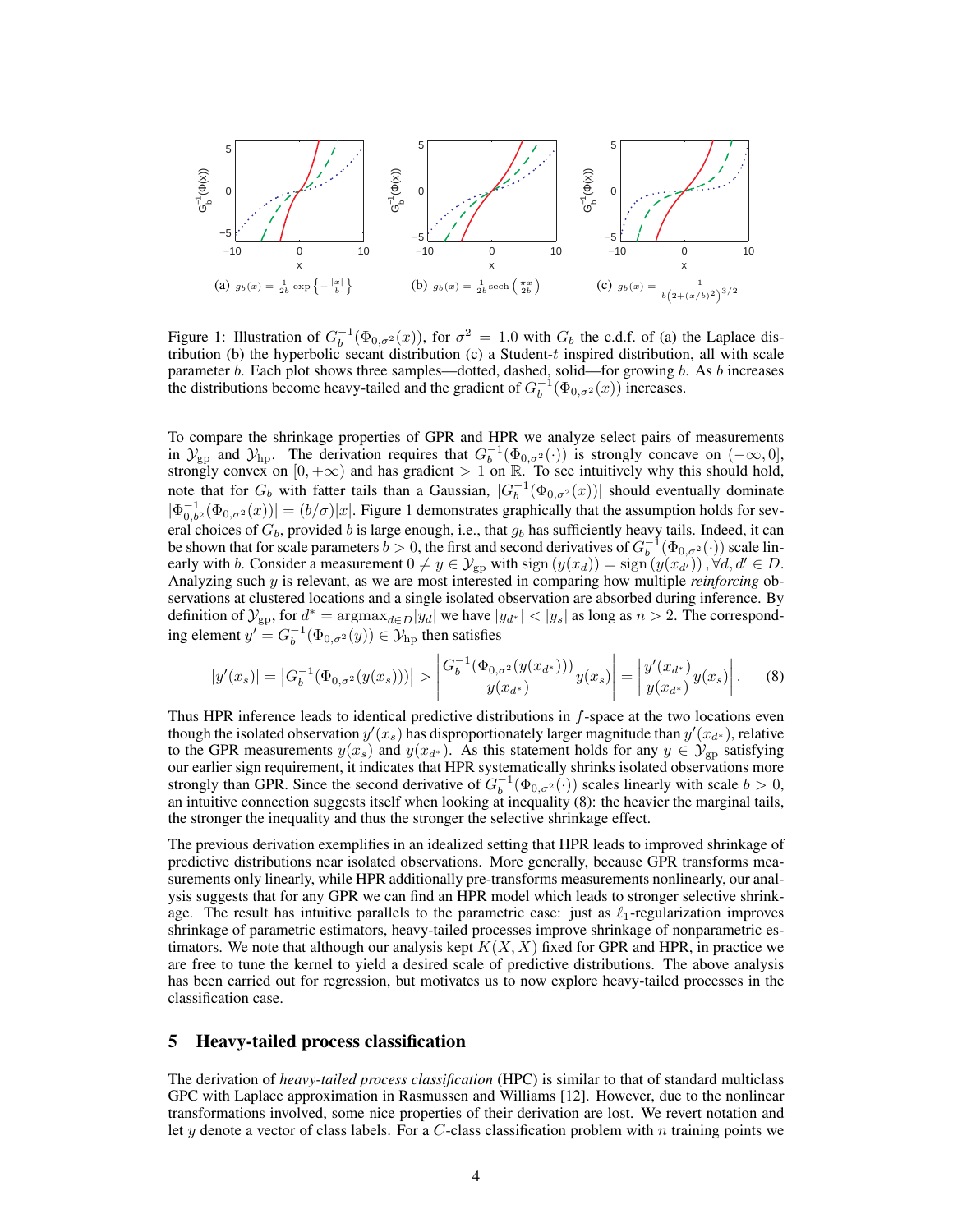(a) $g_b(x) = \frac{1}{2b}\exp\left\{-\frac{|x|}{b}\right\}$ (b) $g_b(x) = \frac{1}{2b}\mathrm{sech}\left(\frac{\pi x}{2b}\right)$ (c) $g_b(x) = \frac{1}{b\left(2+(x/b)^2\right)^{3/2}}$

Figure 1: Illustration of $G_b^{-1}(\Phi_{0,\sigma^2}(x))$, for $\sigma^2 = 1.0$ with $G_b$ the c.d.f. of (a) the Laplace distribution (b) the hyperbolic secant distribution (c) a Student-$t$ inspired distribution, all with scale parameter $b$. Each plot shows three samples—dotted, dashed, solid—for growing $b$. As $b$ increases the distributions become heavy-tailed and the gradient of $G_b^{-1}(\Phi_{0,\sigma^2}(x))$ increases.

To compare the shrinkage properties of GPR and HPR we analyze select pairs of measurements in $\mathcal{Y}_{\text{gp}}$ and $\mathcal{Y}_{\text{hp}}$. The derivation requires that $G_b^{-1}(\Phi_{0,\sigma^2}(\cdot))$ is strongly concave on $(-\infty, 0]$, strongly convex on $[0, +\infty)$ and has gradient $> 1$ on $\mathbb{R}$. To see intuitively why this should hold, note that for $G_b$ with fatter tails than a Gaussian, $|G_b^{-1}(\Phi_{0,\sigma^2}(x))|$ should eventually dominate $|\Phi_{0,b^2}^{-1}(\Phi_{0,\sigma^2}(x))| = (b/\sigma)|x|$. Figure 1 demonstrates graphically that the assumption holds for several choices of $G_b$, provided $b$ is large enough, i.e., that $g_b$ has sufficiently heavy tails. Indeed, it can be shown that for scale parameters $b > 0$, the first and second derivatives of $G_b^{-1}(\Phi_{0,\sigma^2}(\cdot))$ scale linearly with $b$. Consider a measurement $0 \neq y \in \mathcal{Y}_{\text{gp}}$ with $\text{sign}(y(x_d)) = \text{sign}(y(x_{d'}))$, $\forall d, d' \in D$. Analyzing such $y$ is relevant, as we are most interested in comparing how multiple *reinforcing* observations at clustered locations and a single isolated observation are absorbed during inference. By definition of $\mathcal{Y}_{\text{gp}}$, for $d^* = \text{argmax}_{d \in D}|y_d|$ we have $|y_{d^*}| < |y_s|$ as long as $n > 2$. The corresponding element $y' = G_b^{-1}(\Phi_{0,\sigma^2}(y)) \in \mathcal{Y}_{\text{hp}}$ then satisfies

$$|y'(x_s)| = \left|G_b^{-1}(\Phi_{0,\sigma^2}(y(x_s)))\right| > \left|\frac{G_b^{-1}(\Phi_{0,\sigma^2}(y(x_{d^*})))}{y(x_{d^*})}y(x_s)\right| = \left|\frac{y'(x_{d^*})}{y(x_{d^*})}y(x_s)\right|. \quad (8)$$

Thus HPR inference leads to identical predictive distributions in $f$-space at the two locations even though the isolated observation $y'(x_s)$ has disproportionately larger magnitude than $y'(x_{d^*})$, relative to the GPR measurements $y(x_s)$ and $y(x_{d^*})$. As this statement holds for any $y \in \mathcal{Y}_{\text{gp}}$ satisfying our earlier sign requirement, it indicates that HPR systematically shrinks isolated observations more strongly than GPR. Since the second derivative of $G_b^{-1}(\Phi_{0,\sigma^2}(\cdot))$ scales linearly with scale $b > 0$, an intuitive connection suggests itself when looking at inequality (8): the heavier the marginal tails, the stronger the inequality and thus the stronger the selective shrinkage effect.

The previous derivation exemplifies in an idealized setting that HPR leads to improved shrinkage of predictive distributions near isolated observations. More generally, because GPR transforms measurements only linearly, while HPR additionally pre-transforms measurements nonlinearly, our analysis suggests that for any GPR we can find an HPR model which leads to stronger selective shrinkage. The result has intuitive parallels to the parametric case: just as $\ell_1$-regularization improves shrinkage of parametric estimators, heavy-tailed processes improve shrinkage of nonparametric estimators. We note that although our analysis kept $K(X, X)$ fixed for GPR and HPR, in practice we are free to tune the kernel to yield a desired scale of predictive distributions. The above analysis has been carried out for regression, but motivates us to now explore heavy-tailed processes in the classification case.

## 5 Heavy-tailed process classification

The derivation of *heavy-tailed process classification* (HPC) is similar to that of standard multiclass GPC with Laplace approximation in Rasmussen and Williams [12]. However, due to the nonlinear transformations involved, some nice properties of their derivation are lost. We revert notation and let $y$ denote a vector of class labels. For a $C$-class classification problem with $n$ training points we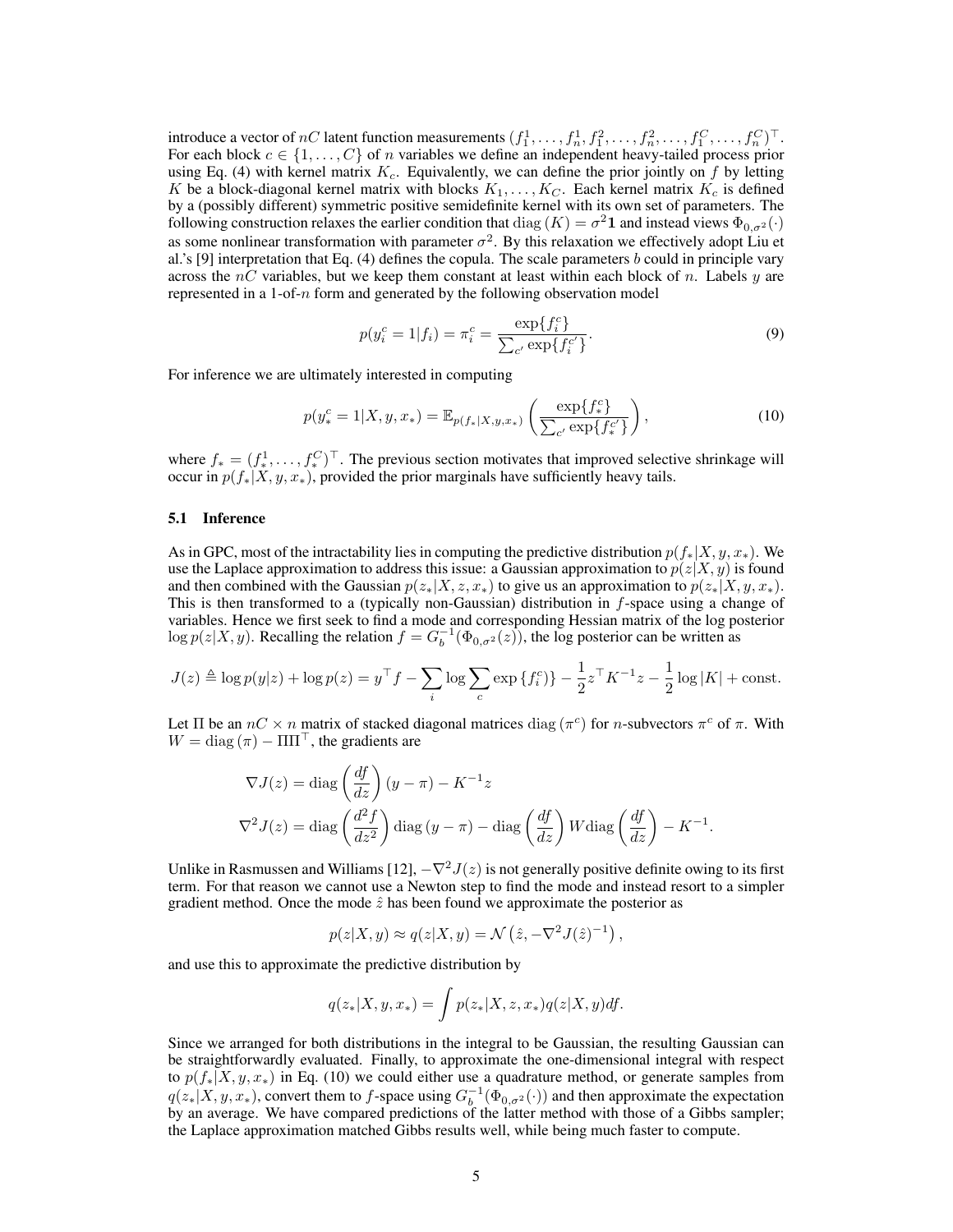introduce a vector of $nC$ latent function measurements $(f_1^1, \ldots, f_n^1, f_1^2, \ldots, f_n^2, \ldots, f_1^C, \ldots, f_n^C)^\top$. For each block $c \in \{1, \ldots, C\}$ of $n$ variables we define an independent heavy-tailed process prior using Eq. (4) with kernel matrix $K_c$. Equivalently, we can define the prior jointly on $f$ by letting $K$ be a block-diagonal kernel matrix with blocks $K_1, \ldots, K_C$. Each kernel matrix $K_c$ is defined by a (possibly different) symmetric positive semidefinite kernel with its own set of parameters. The following construction relaxes the earlier condition that $\text{diag}(K) = \sigma^2 \mathbf{1}$ and instead views $\Phi_{0,\sigma^2}(\cdot)$ as some nonlinear transformation with parameter $\sigma^2$. By this relaxation we effectively adopt Liu et al.'s [9] interpretation that Eq. (4) defines the copula. The scale parameters $b$ could in principle vary across the $nC$ variables, but we keep them constant at least within each block of $n$. Labels $y$ are represented in a 1-of-$n$ form and generated by the following observation model

$$p(y_i^c = 1 | f_i) = \pi_i^c = \frac{\exp\{f_i^c\}}{\sum_{c'} \exp\{f_i^{c'}\}}. \tag{9}$$

For inference we are ultimately interested in computing

$$p(y_*^c = 1 | X, y, x_*) = \mathbb{E}_{p(f_*|X,y,x_*)} \left( \frac{\exp\{f_*^c\}}{\sum_{c'} \exp\{f_*^{c'}\}} \right), \tag{10}$$

where $f_* = (f_*^1, \ldots, f_*^C)^\top$. The previous section motivates that improved selective shrinkage will occur in $p(f_*|X, y, x_*)$, provided the prior marginals have sufficiently heavy tails.

### 5.1 Inference

As in GPC, most of the intractability lies in computing the predictive distribution $p(f_*|X, y, x_*)$. We use the Laplace approximation to address this issue: a Gaussian approximation to $p(z|X, y)$ is found and then combined with the Gaussian $p(z_*|X, z, x_*)$ to give us an approximation to $p(z_*|X, y, x_*)$. This is then transformed to a (typically non-Gaussian) distribution in $f$-space using a change of variables. Hence we first seek to find a mode and corresponding Hessian matrix of the log posterior $\log p(z|X, y)$. Recalling the relation $f = G_b^{-1}(\Phi_{0,\sigma^2}(z))$, the log posterior can be written as

$$J(z) \triangleq \log p(y|z) + \log p(z) = y^\top f - \sum_i \log \sum_c \exp\{f_i^c\}\} - \frac{1}{2} z^\top K^{-1} z - \frac{1}{2} \log |K| + \text{const.}$$

Let $\Pi$ be an $nC \times n$ matrix of stacked diagonal matrices $\text{diag}(\pi^c)$ for $n$-subvectors $\pi^c$ of $\pi$. With $W = \text{diag}(\pi) - \Pi\Pi^\top$, the gradients are

$$\nabla J(z) = \text{diag}\left(\frac{df}{dz}\right)(y - \pi) - K^{-1} z$$

$$\nabla^2 J(z) = \text{diag}\left(\frac{d^2 f}{dz^2}\right) \text{diag}(y - \pi) - \text{diag}\left(\frac{df}{dz}\right) W \text{diag}\left(\frac{df}{dz}\right) - K^{-1}.$$

Unlike in Rasmussen and Williams [12], $-\nabla^2 J(z)$ is not generally positive definite owing to its first term. For that reason we cannot use a Newton step to find the mode and instead resort to a simpler gradient method. Once the mode $\hat{z}$ has been found we approximate the posterior as

$$p(z|X, y) \approx q(z|X, y) = \mathcal{N}\left(\hat{z}, -\nabla^2 J(\hat{z})^{-1}\right),$$

and use this to approximate the predictive distribution by

$$q(z_*|X, y, x_*) = \int p(z_*|X, z, x_*) q(z|X, y) df.$$

Since we arranged for both distributions in the integral to be Gaussian, the resulting Gaussian can be straightforwardly evaluated. Finally, to approximate the one-dimensional integral with respect to $p(f_*|X, y, x_*)$ in Eq. (10) we could either use a quadrature method, or generate samples from $q(z_*|X, y, x_*)$, convert them to $f$-space using $G_b^{-1}(\Phi_{0,\sigma^2}(\cdot))$ and then approximate the expectation by an average. We have compared predictions of the latter method with those of a Gibbs sampler; the Laplace approximation matched Gibbs results well, while being much faster to compute.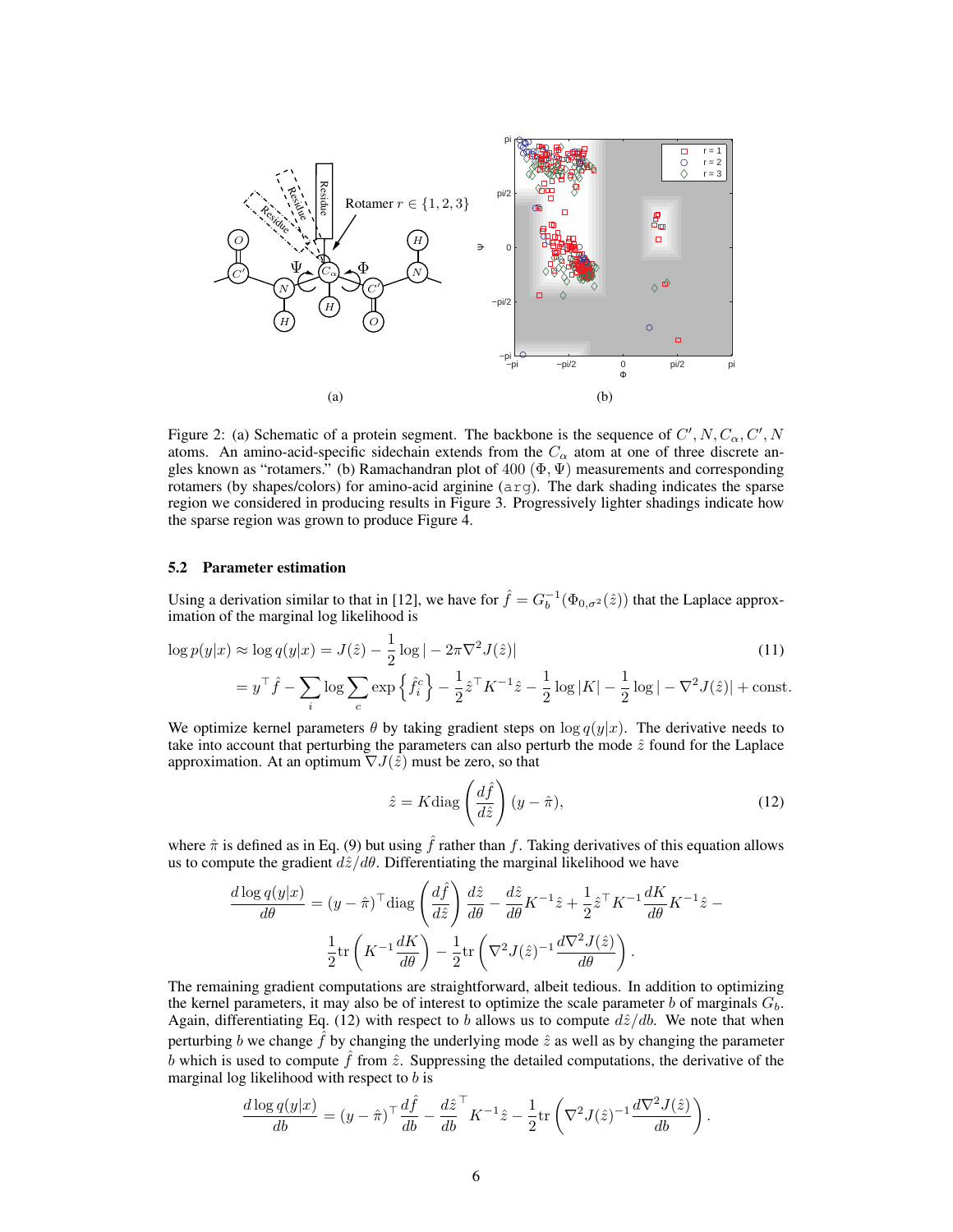Figure 2: (a) Schematic of a protein segment. The backbone is the sequence of $C', N, C_\alpha, C', N$ atoms. An amino-acid-specific sidechain extends from the $C_\alpha$ atom at one of three discrete angles known as "rotamers." (b) Ramachandran plot of 400 $(\Phi, \Psi)$ measurements and corresponding rotamers (by shapes/colors) for amino-acid arginine (arg). The dark shading indicates the sparse region we considered in producing results in Figure 3. Progressively lighter shadings indicate how the sparse region was grown to produce Figure 4.

### 5.2 Parameter estimation

Using a derivation similar to that in [12], we have for $\hat{f} = G_b^{-1}(\Phi_{0,\sigma^2}(\hat{z}))$ that the Laplace approximation of the marginal log likelihood is

$$\log p(y|x) \approx \log q(y|x) = J(\hat{z}) - \frac{1}{2}\log|-2\pi\nabla^2 J(\hat{z})| \tag{11}$$

$$= y^\top \hat{f} - \sum_i \log \sum_c \exp\left\{\hat{f}_i^c\right\} - \frac{1}{2}\hat{z}^\top K^{-1}\hat{z} - \frac{1}{2}\log|K| - \frac{1}{2}\log|-\nabla^2 J(\hat{z})| + \text{const.}$$

We optimize kernel parameters $\theta$ by taking gradient steps on $\log q(y|x)$. The derivative needs to take into account that perturbing the parameters can also perturb the mode $\hat{z}$ found for the Laplace approximation. At an optimum $\nabla J(\hat{z})$ must be zero, so that

$$\hat{z} = K \text{diag}\left(\frac{d\hat{f}}{d\hat{z}}\right)(y - \hat{\pi}), \tag{12}$$

where $\hat{\pi}$ is defined as in Eq. (9) but using $\hat{f}$ rather than $f$. Taking derivatives of this equation allows us to compute the gradient $d\hat{z}/d\theta$. Differentiating the marginal likelihood we have

$$\frac{d\log q(y|x)}{d\theta} = (y - \hat{\pi})^\top \text{diag}\left(\frac{d\hat{f}}{d\hat{z}}\right)\frac{d\hat{z}}{d\theta} - \frac{d\hat{z}}{d\theta}K^{-1}\hat{z} + \frac{1}{2}\hat{z}^\top K^{-1}\frac{dK}{d\theta}K^{-1}\hat{z} - \frac{1}{2}\text{tr}\left(K^{-1}\frac{dK}{d\theta}\right) - \frac{1}{2}\text{tr}\left(\nabla^2 J(\hat{z})^{-1}\frac{d\nabla^2 J(\hat{z})}{d\theta}\right).$$

The remaining gradient computations are straightforward, albeit tedious. In addition to optimizing the kernel parameters, it may also be of interest to optimize the scale parameter $b$ of marginals $G_b$. Again, differentiating Eq. (12) with respect to $b$ allows us to compute $d\hat{z}/db$. We note that when perturbing $b$ we change $\hat{f}$ by changing the underlying mode $\hat{z}$ as well as by changing the parameter $b$ which is used to compute $\hat{f}$ from $\hat{z}$. Suppressing the detailed computations, the derivative of the marginal log likelihood with respect to $b$ is

$$\frac{d\log q(y|x)}{db} = (y - \hat{\pi})^\top \frac{d\hat{f}}{db} - \frac{d\hat{z}}{db}^\top K^{-1}\hat{z} - \frac{1}{2}\text{tr}\left(\nabla^2 J(\hat{z})^{-1}\frac{d\nabla^2 J(\hat{z})}{db}\right).$$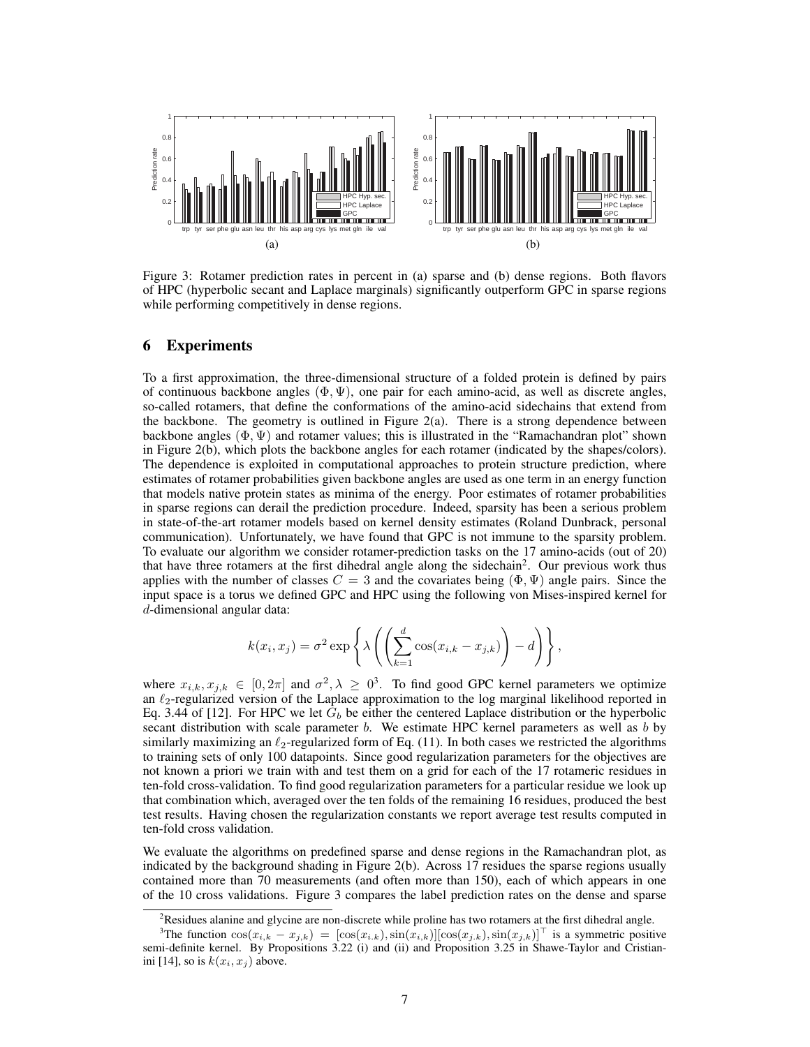Figure 3: Rotamer prediction rates in percent in (a) sparse and (b) dense regions. Both flavors of HPC (hyperbolic secant and Laplace marginals) significantly outperform GPC in sparse regions while performing competitively in dense regions.

## 6 Experiments

To a first approximation, the three-dimensional structure of a folded protein is defined by pairs of continuous backbone angles $(\Phi, \Psi)$, one pair for each amino-acid, as well as discrete angles, so-called rotamers, that define the conformations of the amino-acid sidechains that extend from the backbone. The geometry is outlined in Figure 2(a). There is a strong dependence between backbone angles $(\Phi, \Psi)$ and rotamer values; this is illustrated in the "Ramachandran plot" shown in Figure 2(b), which plots the backbone angles for each rotamer (indicated by the shapes/colors). The dependence is exploited in computational approaches to protein structure prediction, where estimates of rotamer probabilities given backbone angles are used as one term in an energy function that models native protein states as minima of the energy. Poor estimates of rotamer probabilities in sparse regions can derail the prediction procedure. Indeed, sparsity has been a serious problem in state-of-the-art rotamer models based on kernel density estimates (Roland Dunbrack, personal communication). Unfortunately, we have found that GPC is not immune to the sparsity problem. To evaluate our algorithm we consider rotamer-prediction tasks on the 17 amino-acids (out of 20) that have three rotamers at the first dihedral angle along the sidechain[2]. Our previous work thus applies with the number of classes $C = 3$ and the covariates being $(\Phi, \Psi)$ angle pairs. Since the input space is a torus we defined GPC and HPC using the following von Mises-inspired kernel for $d$-dimensional angular data:

$$k(x_i, x_j) = \sigma^2 \exp\left\{ \lambda \left( \left( \sum_{k=1}^{d} \cos(x_{i,k} - x_{j,k}) \right) - d \right) \right\},$$

where $x_{i,k}, x_{j,k} \in [0, 2\pi]$ and $\sigma^2, \lambda \geq 0$[3]. To find good GPC kernel parameters we optimize an $\ell_2$-regularized version of the Laplace approximation to the log marginal likelihood reported in Eq. 3.44 of [12]. For HPC we let $G_b$ be either the centered Laplace distribution or the hyperbolic secant distribution with scale parameter $b$. We estimate HPC kernel parameters as well as $b$ by similarly maximizing an $\ell_2$-regularized form of Eq. (11). In both cases we restricted the algorithms to training sets of only 100 datapoints. Since good regularization parameters for the objectives are not known a priori we train with and test them on a grid for each of the 17 rotameric residues in ten-fold cross-validation. To find good regularization parameters for a particular residue we look up that combination which, averaged over the ten folds of the remaining 16 residues, produced the best test results. Having chosen the regularization constants we report average test results computed in ten-fold cross validation.

We evaluate the algorithms on predefined sparse and dense regions in the Ramachandran plot, as indicated by the background shading in Figure 2(b). Across 17 residues the sparse regions usually contained more than 70 measurements (and often more than 150), each of which appears in one of the 10 cross validations. Figure 3 compares the label prediction rates on the dense and sparse

[2] Residues alanine and glycine are non-discrete while proline has two rotamers at the first dihedral angle.

[3] The function $\cos(x_{i,k} - x_{j,k}) = [\cos(x_{i,k}), \sin(x_{i,k})][\cos(x_{j,k}), \sin(x_{j,k})]^\top$ is a symmetric positive semi-definite kernel. By Propositions 3.22 (i) and (ii) and Proposition 3.25 in Shawe-Taylor and Cristianini [14], so is $k(x_i, x_j)$ above.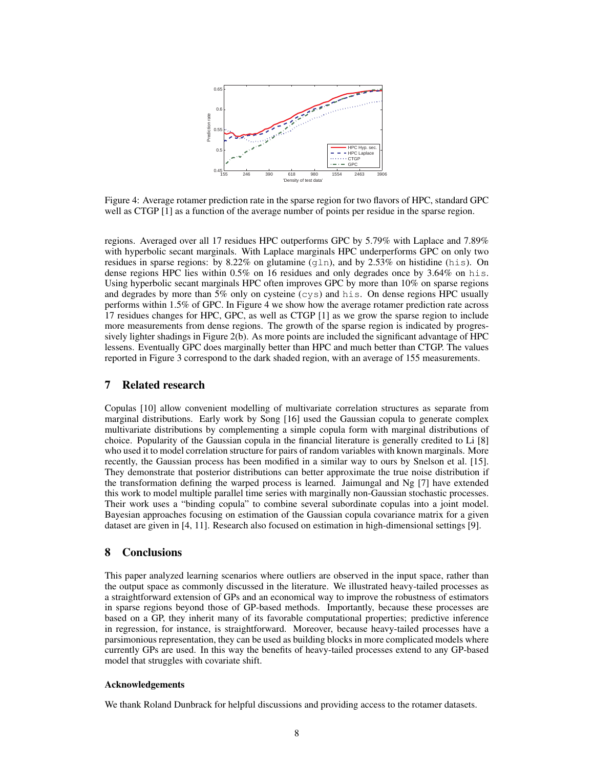Figure 4: Average rotamer prediction rate in the sparse region for two flavors of HPC, standard GPC well as CTGP [1] as a function of the average number of points per residue in the sparse region.

regions. Averaged over all 17 residues HPC outperforms GPC by 5.79% with Laplace and 7.89% with hyperbolic secant marginals. With Laplace marginals HPC underperforms GPC on only two residues in sparse regions: by 8.22% on glutamine (`gln`), and by 2.53% on histidine (`his`). On dense regions HPC lies within 0.5% on 16 residues and only degrades once by 3.64% on `his`. Using hyperbolic secant marginals HPC often improves GPC by more than 10% on sparse regions and degrades by more than 5% only on cysteine (`cys`) and `his`. On dense regions HPC usually performs within 1.5% of GPC. In Figure 4 we show how the average rotamer prediction rate across 17 residues changes for HPC, GPC, as well as CTGP [1] as we grow the sparse region to include more measurements from dense regions. The growth of the sparse region is indicated by progressively lighter shadings in Figure 2(b). As more points are included the significant advantage of HPC lessens. Eventually GPC does marginally better than HPC and much better than CTGP. The values reported in Figure 3 correspond to the dark shaded region, with an average of 155 measurements.

## 7 Related research

Copulas [10] allow convenient modelling of multivariate correlation structures as separate from marginal distributions. Early work by Song [16] used the Gaussian copula to generate complex multivariate distributions by complementing a simple copula form with marginal distributions of choice. Popularity of the Gaussian copula in the financial literature is generally credited to Li [8] who used it to model correlation structure for pairs of random variables with known marginals. More recently, the Gaussian process has been modified in a similar way to ours by Snelson et al. [15]. They demonstrate that posterior distributions can better approximate the true noise distribution if the transformation defining the warped process is learned. Jaimungal and Ng [7] have extended this work to model multiple parallel time series with marginally non-Gaussian stochastic processes. Their work uses a "binding copula" to combine several subordinate copulas into a joint model. Bayesian approaches focusing on estimation of the Gaussian copula covariance matrix for a given dataset are given in [4, 11]. Research also focused on estimation in high-dimensional settings [9].

## 8 Conclusions

This paper analyzed learning scenarios where outliers are observed in the input space, rather than the output space as commonly discussed in the literature. We illustrated heavy-tailed processes as a straightforward extension of GPs and an economical way to improve the robustness of estimators in sparse regions beyond those of GP-based methods. Importantly, because these processes are based on a GP, they inherit many of its favorable computational properties; predictive inference in regression, for instance, is straightforward. Moreover, because heavy-tailed processes have a parsimonious representation, they can be used as building blocks in more complicated models where currently GPs are used. In this way the benefits of heavy-tailed processes extend to any GP-based model that struggles with covariate shift.

#### Acknowledgements

We thank Roland Dunbrack for helpful discussions and providing access to the rotamer datasets.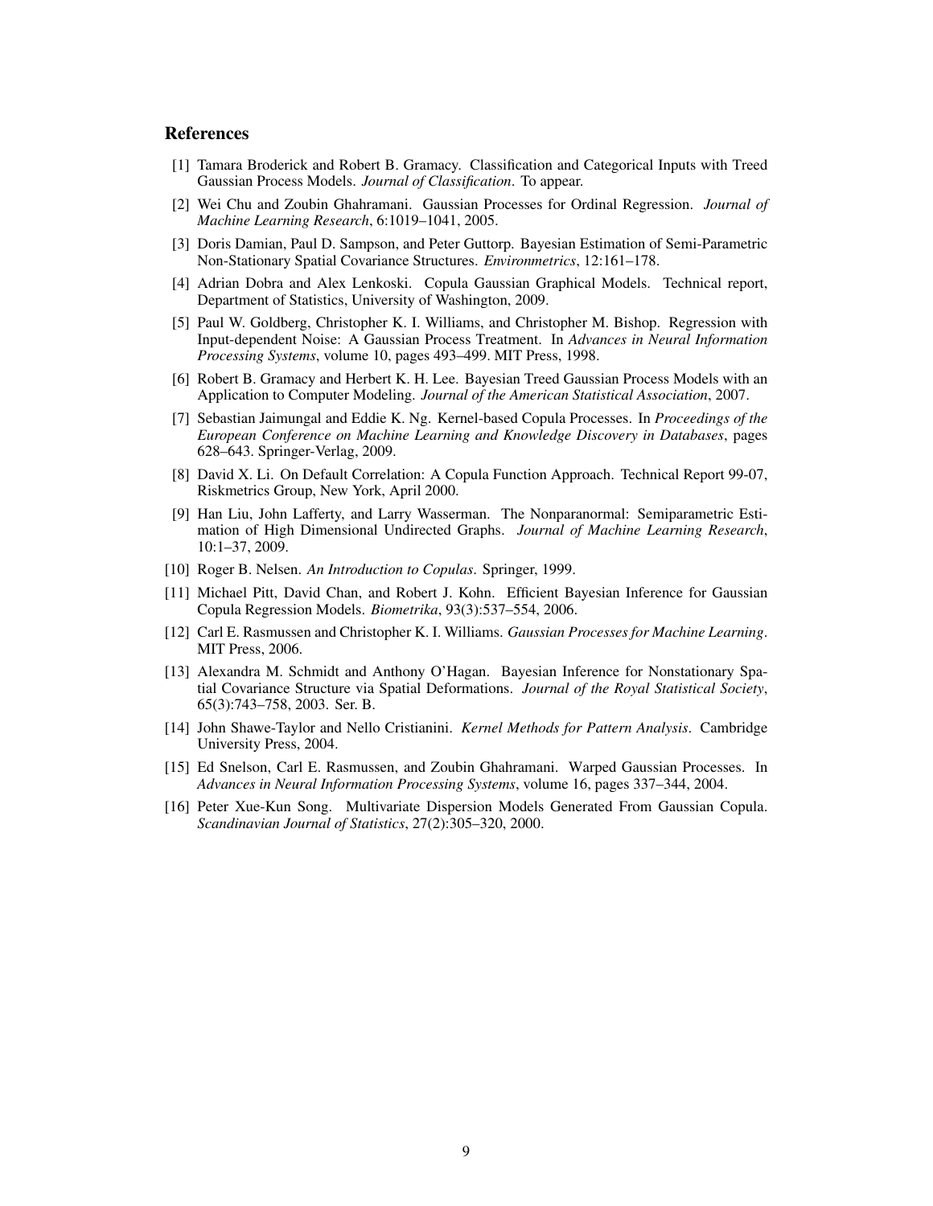## References

[1] Tamara Broderick and Robert B. Gramacy. Classification and Categorical Inputs with Treed Gaussian Process Models. *Journal of Classification*. To appear.

[2] Wei Chu and Zoubin Ghahramani. Gaussian Processes for Ordinal Regression. *Journal of Machine Learning Research*, 6:1019–1041, 2005.

[3] Doris Damian, Paul D. Sampson, and Peter Guttorp. Bayesian Estimation of Semi-Parametric Non-Stationary Spatial Covariance Structures. *Environmetrics*, 12:161–178.

[4] Adrian Dobra and Alex Lenkoski. Copula Gaussian Graphical Models. Technical report, Department of Statistics, University of Washington, 2009.

[5] Paul W. Goldberg, Christopher K. I. Williams, and Christopher M. Bishop. Regression with Input-dependent Noise: A Gaussian Process Treatment. In *Advances in Neural Information Processing Systems*, volume 10, pages 493–499. MIT Press, 1998.

[6] Robert B. Gramacy and Herbert K. H. Lee. Bayesian Treed Gaussian Process Models with an Application to Computer Modeling. *Journal of the American Statistical Association*, 2007.

[7] Sebastian Jaimungal and Eddie K. Ng. Kernel-based Copula Processes. In *Proceedings of the European Conference on Machine Learning and Knowledge Discovery in Databases*, pages 628–643. Springer-Verlag, 2009.

[8] David X. Li. On Default Correlation: A Copula Function Approach. Technical Report 99-07, Riskmetrics Group, New York, April 2000.

[9] Han Liu, John Lafferty, and Larry Wasserman. The Nonparanormal: Semiparametric Estimation of High Dimensional Undirected Graphs. *Journal of Machine Learning Research*, 10:1–37, 2009.

[10] Roger B. Nelsen. *An Introduction to Copulas*. Springer, 1999.

[11] Michael Pitt, David Chan, and Robert J. Kohn. Efficient Bayesian Inference for Gaussian Copula Regression Models. *Biometrika*, 93(3):537–554, 2006.

[12] Carl E. Rasmussen and Christopher K. I. Williams. *Gaussian Processes for Machine Learning*. MIT Press, 2006.

[13] Alexandra M. Schmidt and Anthony O'Hagan. Bayesian Inference for Nonstationary Spatial Covariance Structure via Spatial Deformations. *Journal of the Royal Statistical Society*, 65(3):743–758, 2003. Ser. B.

[14] John Shawe-Taylor and Nello Cristianini. *Kernel Methods for Pattern Analysis*. Cambridge University Press, 2004.

[15] Ed Snelson, Carl E. Rasmussen, and Zoubin Ghahramani. Warped Gaussian Processes. In *Advances in Neural Information Processing Systems*, volume 16, pages 337–344, 2004.

[16] Peter Xue-Kun Song. Multivariate Dispersion Models Generated From Gaussian Copula. *Scandinavian Journal of Statistics*, 27(2):305–320, 2000.